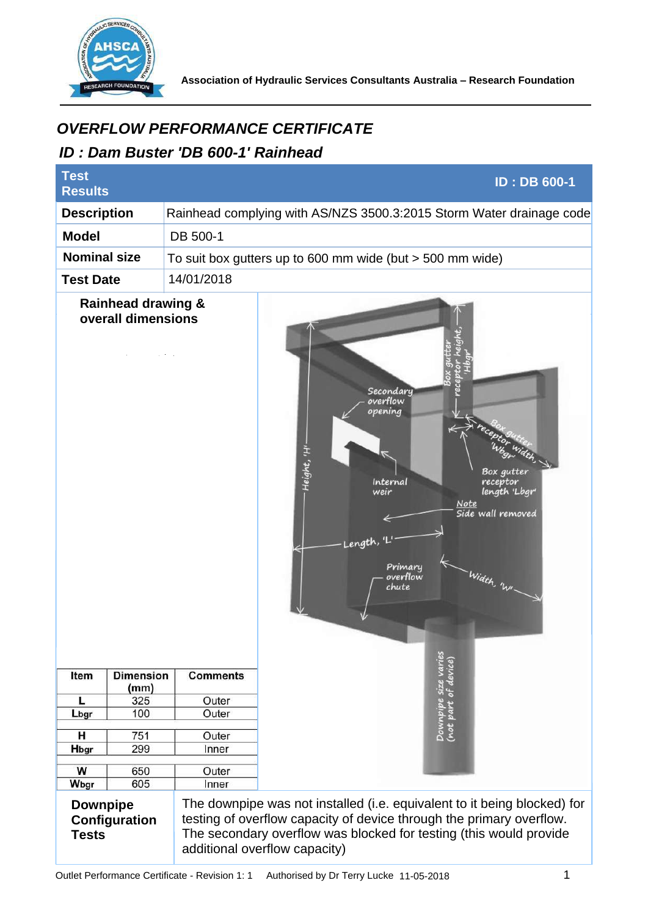Association of Hydraulic Services Consultants Australia – Research Foundation

# *OVERFLOW PERFORMANCE CERTIFICATE*

## *ID : Dam Buster 'DB 600-1' Rainhead*

| **Test Results** | **ID : DB 600-1** |
|---|---|
| **Description** | Rainhead complying with AS/NZS 3500.3:2015 Storm Water drainage code |
| **Model** | DB 500-1 |
| **Nominal size** | To suit box gutters up to 600 mm wide (but > 500 mm wide) |
| **Test Date** | 14/01/2018 |

**Rainhead drawing & overall dimensions**

| Item | Dimension (mm) | Comments |
|---|---|---|
| L | 325 | Outer |
| Lbgr | 100 | Outer |
| | | |
| H | 751 | Outer |
| Hbgr | 299 | Inner |
| | | |
| W | 650 | Outer |
| Wbgr | 605 | Inner |

| **Downpipe Configuration Tests** | The downpipe was not installed (i.e. equivalent to it being blocked) for testing of overflow capacity of device through the primary overflow. The secondary overflow was blocked for testing (this would provide additional overflow capacity) |
|---|---|

Outlet Performance Certificate - Revision 1: 1 Authorised by Dr Terry Lucke 11-05-2018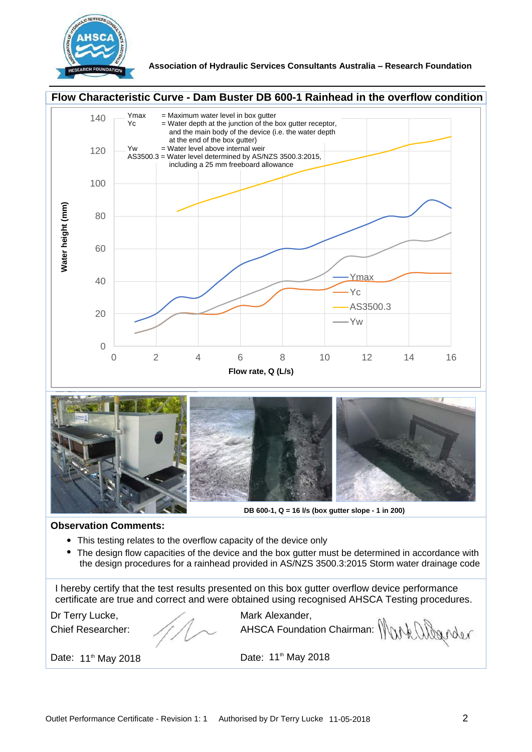Association of Hydraulic Services Consultants Australia – Research Foundation

## Flow Characteristic Curve - Dam Buster DB 600-1 Rainhead in the overflow condition

Ymax = Maximum water level in box gutter
Yc = Water depth at the junction of the box gutter receptor, and the main body of the device (i.e. the water depth at the end of the box gutter)
Yw = Water level above internal weir
AS3500.3 = Water level determined by AS/NZS 3500.3:2015, including a 25 mm freeboard allowance

Water height (mm)
140
120
100
80
60
40
20
0

Flow rate, Q (L/s)
0 2 4 6 8 10 12 14 16

Ymax
Yc
AS3500.3
Yw

DB 600-1, Q = 16 l/s (box gutter slope - 1 in 200)

**Observation Comments:**

- This testing relates to the overflow capacity of the device only
- The design flow capacities of the device and the box gutter must be determined in accordance with the design procedures for a rainhead provided in AS/NZS 3500.3:2015 Storm water drainage code

I hereby certify that the test results presented on this box gutter overflow device performance certificate are true and correct and were obtained using recognised AHSCA Testing procedures.

Dr Terry Lucke,
Chief Researcher:

Date: 11th May 2018

Mark Alexander,
AHSCA Foundation Chairman:

Date: 11th May 2018

Outlet Performance Certificate - Revision 1: 1 Authorised by Dr Terry Lucke 11-05-2018